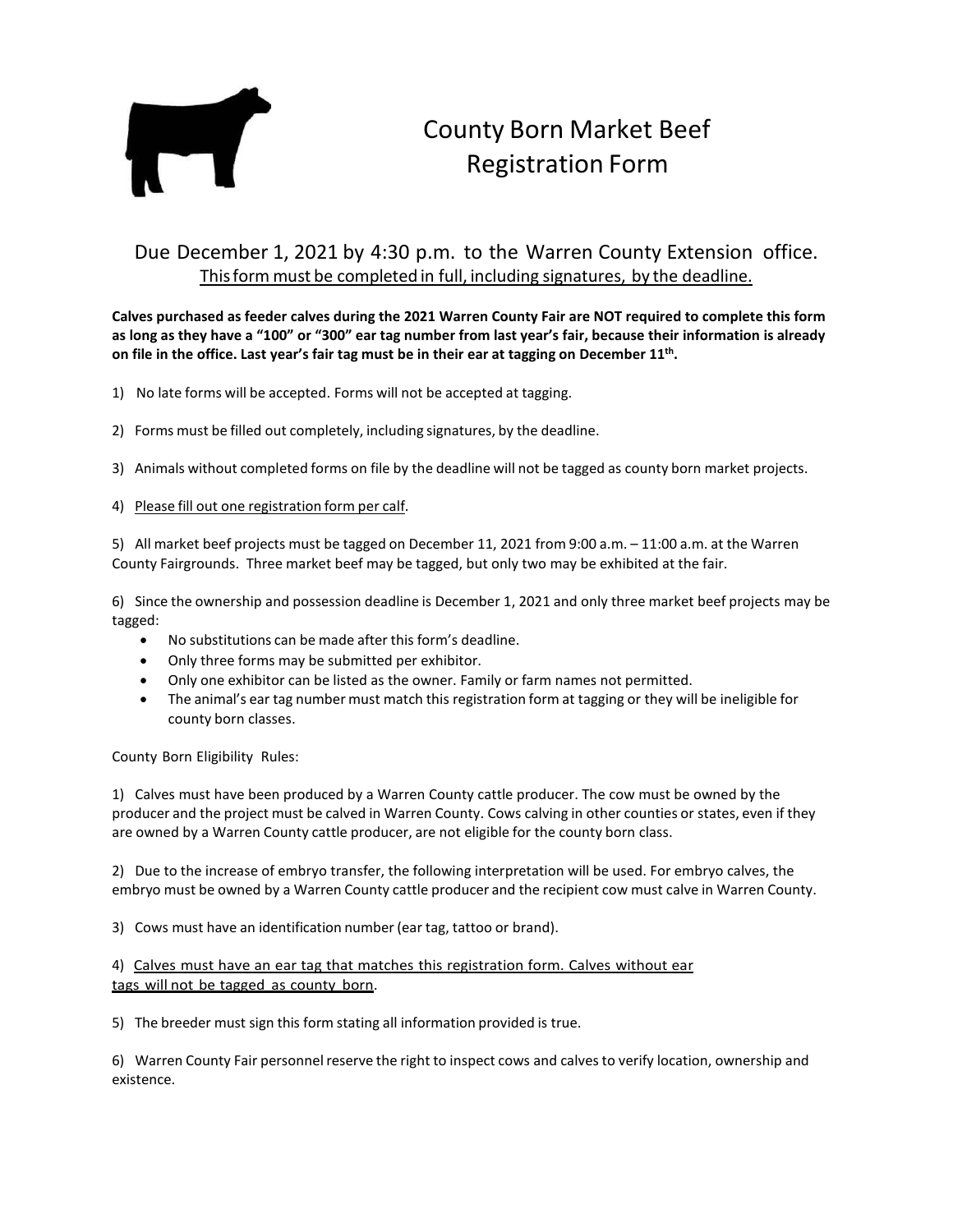# County Born Market Beef Registration Form

Due December 1, 2021 by 4:30 p.m. to the Warren County Extension office.
<u>This form must be completed in full, including signatures, by the deadline.</u>

**Calves purchased as feeder calves during the 2021 Warren County Fair are NOT required to complete this form as long as they have a "100" or "300" ear tag number from last year's fair, because their information is already on file in the office. Last year's fair tag must be in their ear at tagging on December 11th.**

1) No late forms will be accepted. Forms will not be accepted at tagging.

2) Forms must be filled out completely, including signatures, by the deadline.

3) Animals without completed forms on file by the deadline will not be tagged as county born market projects.

4) <u>Please fill out one registration form per calf</u>.

5) All market beef projects must be tagged on December 11, 2021 from 9:00 a.m. – 11:00 a.m. at the Warren County Fairgrounds. Three market beef may be tagged, but only two may be exhibited at the fair.

6) Since the ownership and possession deadline is December 1, 2021 and only three market beef projects may be tagged:

- No substitutions can be made after this form's deadline.
- Only three forms may be submitted per exhibitor.
- Only one exhibitor can be listed as the owner. Family or farm names not permitted.
- The animal's ear tag number must match this registration form at tagging or they will be ineligible for county born classes.

County Born Eligibility Rules:

1) Calves must have been produced by a Warren County cattle producer. The cow must be owned by the producer and the project must be calved in Warren County. Cows calving in other counties or states, even if they are owned by a Warren County cattle producer, are not eligible for the county born class.

2) Due to the increase of embryo transfer, the following interpretation will be used. For embryo calves, the embryo must be owned by a Warren County cattle producer and the recipient cow must calve in Warren County.

3) Cows must have an identification number (ear tag, tattoo or brand).

4) <u>Calves must have an ear tag that matches this registration form. Calves without ear tags will not be tagged as county born</u>.

5) The breeder must sign this form stating all information provided is true.

6) Warren County Fair personnel reserve the right to inspect cows and calves to verify location, ownership and existence.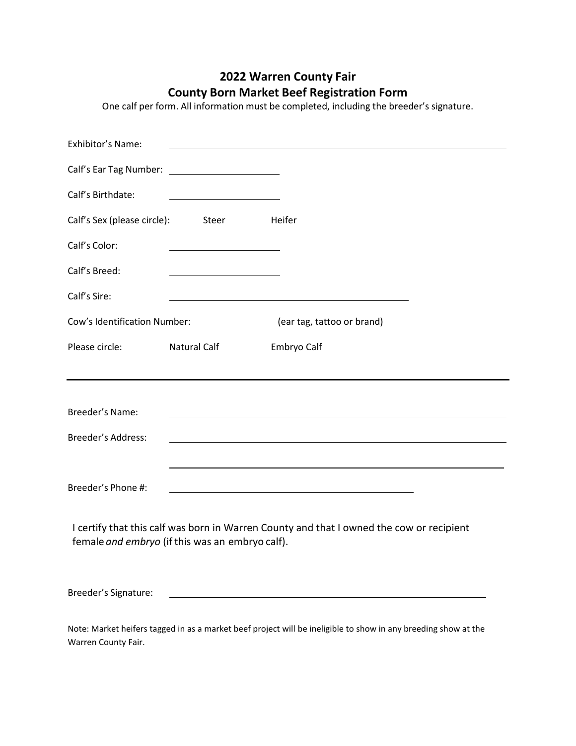# 2022 Warren County Fair
## County Born Market Beef Registration Form

One calf per form. All information must be completed, including the breeder's signature.

Exhibitor's Name: ______________________________________________

Calf's Ear Tag Number: ____________________

Calf's Birthdate: ____________________

Calf's Sex (please circle): Steer Heifer

Calf's Color: ____________________

Calf's Breed: ____________________

Calf's Sire: ________________________________________

Cow's Identification Number: ______________(ear tag, tattoo or brand)

Please circle: Natural Calf Embryo Calf

---

Breeder's Name: ______________________________________________

Breeder's Address: ______________________________________________

______________________________________________

Breeder's Phone #: ________________________________________

I certify that this calf was born in Warren County and that I owned the cow or recipient female *and embryo* (if this was an embryo calf).

Breeder's Signature: ______________________________________________

Note: Market heifers tagged in as a market beef project will be ineligible to show in any breeding show at the Warren County Fair.